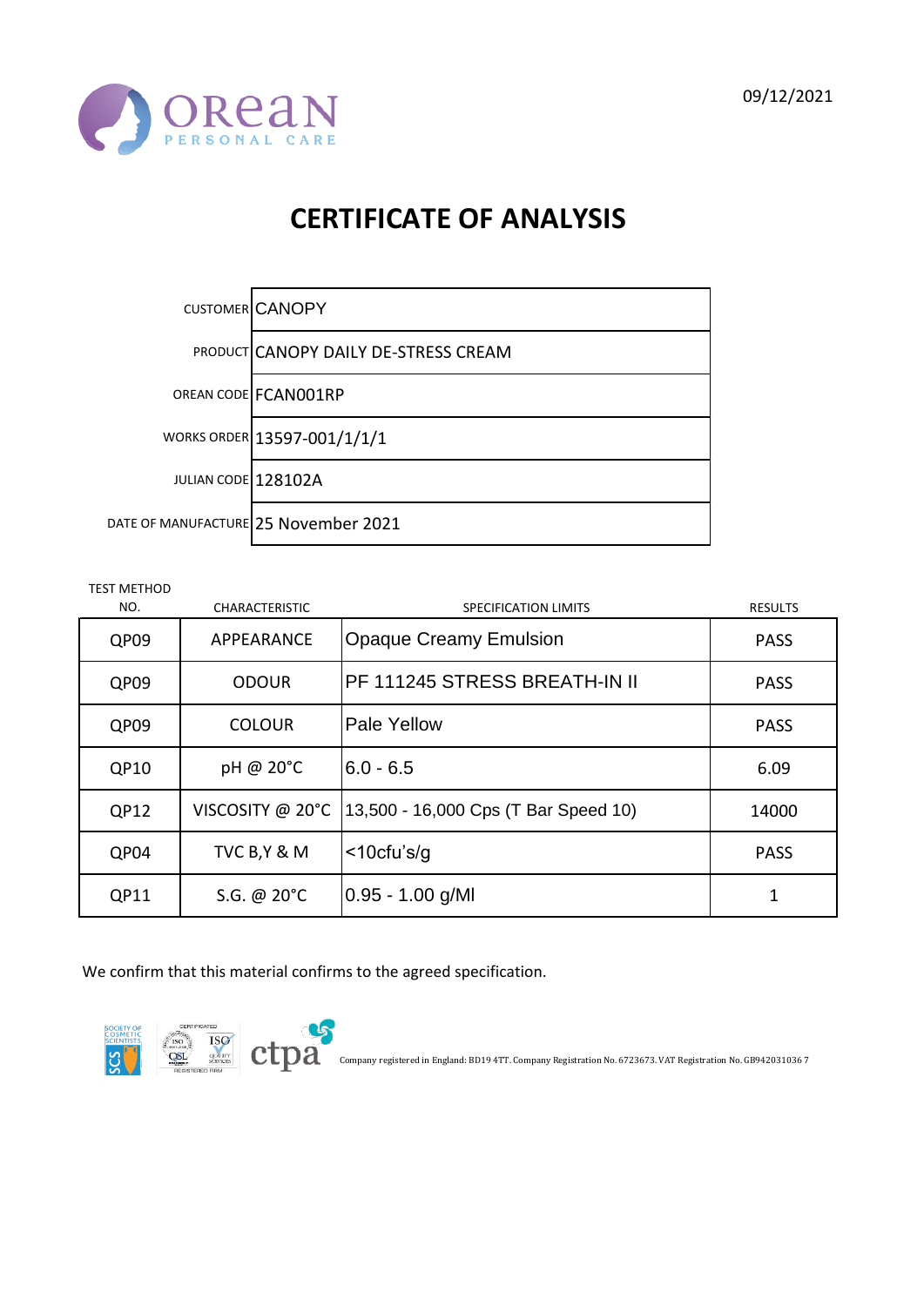OREAN PERSONAL CARE

09/12/2021

# CERTIFICATE OF ANALYSIS

| | |
|---|---|
| CUSTOMER | CANOPY |
| PRODUCT | CANOPY DAILY DE-STRESS CREAM |
| OREAN CODE | FCAN001RP |
| WORKS ORDER | 13597-001/1/1/1 |
| JULIAN CODE | 128102A |
| DATE OF MANUFACTURE | 25 November 2021 |

| TEST METHOD NO. | CHARACTERISTIC | SPECIFICATION LIMITS | RESULTS |
|---|---|---|---|
| QP09 | APPEARANCE | Opaque Creamy Emulsion | PASS |
| QP09 | ODOUR | PF 111245 STRESS BREATH-IN II | PASS |
| QP09 | COLOUR | Pale Yellow | PASS |
| QP10 | pH @ 20°C | 6.0 - 6.5 | 6.09 |
| QP12 | VISCOSITY @ 20°C | 13,500 - 16,000 Cps (T Bar Speed 10) | 14000 |
| QP04 | TVC B,Y & M | <10cfu's/g | PASS |
| QP11 | S.G. @ 20°C | 0.95 - 1.00 g/Ml | 1 |

We confirm that this material confirms to the agreed specification.

Company registered in England: BD19 4TT. Company Registration No. 6723673. VAT Registration No. GB9420310367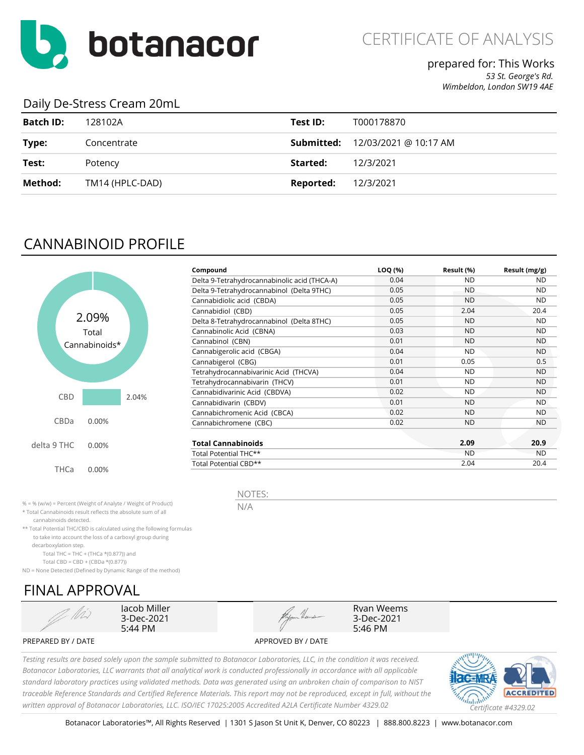botanacor

# CERTIFICATE OF ANALYSIS

prepared for: This Works
*53 St. George's Rd.*
*Wimbeldon, London SW19 4AE*

## Daily De-Stress Cream 20mL

| | | | |
|---|---|---|---|
| **Batch ID:** | 128102A | **Test ID:** | T000178870 |
| **Type:** | Concentrate | **Submitted:** | 12/03/2021 @ 10:17 AM |
| **Test:** | Potency | **Started:** | 12/3/2021 |
| **Method:** | TM14 (HPLC-DAD) | **Reported:** | 12/3/2021 |

## CANNABINOID PROFILE

2.09% Total Cannabinoids*

| | |
|---|---|
| CBD | 2.04% |
| CBDa | 0.00% |
| delta 9 THC | 0.00% |
| THCa | 0.00% |

| Compound | LOQ (%) | Result (%) | Result (mg/g) |
|---|---|---|---|
| Delta 9-Tetrahydrocannabinolic acid (THCA-A) | 0.04 | ND | ND |
| Delta 9-Tetrahydrocannabinol (Delta 9THC) | 0.05 | ND | ND |
| Cannabidiolic acid (CBDA) | 0.05 | ND | ND |
| Cannabidiol (CBD) | 0.05 | 2.04 | 20.4 |
| Delta 8-Tetrahydrocannabinol (Delta 8THC) | 0.05 | ND | ND |
| Cannabinolic Acid (CBNA) | 0.03 | ND | ND |
| Cannabinol (CBN) | 0.01 | ND | ND |
| Cannabigerolic acid (CBGA) | 0.04 | ND | ND |
| Cannabigerol (CBG) | 0.01 | 0.05 | 0.5 |
| Tetrahydrocannabivarinic Acid (THCVA) | 0.04 | ND | ND |
| Tetrahydrocannabivarin (THCV) | 0.01 | ND | ND |
| Cannabidivarinic Acid (CBDVA) | 0.02 | ND | ND |
| Cannabidivarin (CBDV) | 0.01 | ND | ND |
| Cannabichromenic Acid (CBCA) | 0.02 | ND | ND |
| Cannabichromene (CBC) | 0.02 | ND | ND |
| **Total Cannabinoids** | | **2.09** | **20.9** |
| Total Potential THC** | | ND | ND |
| Total Potential CBD** | | 2.04 | 20.4 |

% = % (w/w) = Percent (Weight of Analyte / Weight of Product)
* Total Cannabinoids result reflects the absolute sum of all cannabinoids detected.
** Total Potential THC/CBD is calculated using the following formulas to take into account the loss of a carboxyl group during decarboxylation step.
Total THC = THC + (THCa *(0.877)) and
Total CBD = CBD + (CBDa *(0.877))
ND = None Detected (Defined by Dynamic Range of the method)

NOTES:
N/A

## FINAL APPROVAL

| PREPARED BY / DATE | APPROVED BY / DATE |
|---|---|
| Jacob Miller, 3-Dec-2021, 5:44 PM | Ryan Weems, 3-Dec-2021, 5:46 PM |

*Testing results are based solely upon the sample submitted to Botanacor Laboratories, LLC, in the condition it was received. Botanacor Laboratories, LLC warrants that all analytical work is conducted professionally in accordance with all applicable standard laboratory practices using validated methods. Data was generated using an unbroken chain of comparison to NIST traceable Reference Standards and Certified Reference Materials. This report may not be reproduced, except in full, without the written approval of Botanacor Laboratories, LLC. ISO/IEC 17025:2005 Accredited A2LA Certificate Number 4329.02*

*Certificate #4329.02*

Botanacor Laboratories™, All Rights Reserved | 1301 S Jason St Unit K, Denver, CO 80223 | 888.800.8223 | www.botanacor.com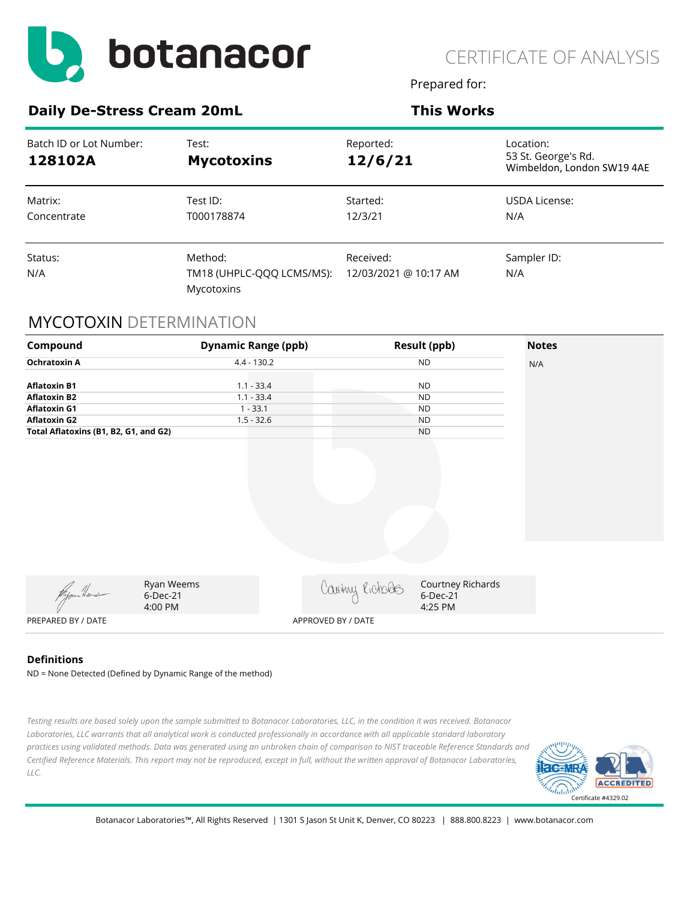# botanacor

CERTIFICATE OF ANALYSIS

Prepared for:

**Daily De-Stress Cream 20mL** — **This Works**

| Batch ID or Lot Number: | Test: | Reported: | Location: |
|---|---|---|---|
| **128102A** | **Mycotoxins** | **12/6/21** | 53 St. George's Rd. Wimbeldon, London SW19 4AE |
| Matrix: | Test ID: | Started: | USDA License: |
| Concentrate | T000178874 | 12/3/21 | N/A |
| Status: | Method: | Received: | Sampler ID: |
| N/A | TM18 (UHPLC-QQQ LCMS/MS): Mycotoxins | 12/03/2021 @ 10:17 AM | N/A |

## MYCOTOXIN DETERMINATION

| Compound | Dynamic Range (ppb) | Result (ppb) | Notes |
|---|---|---|---|
| **Ochratoxin A** | 4.4 - 130.2 | ND | N/A |
| **Aflatoxin B1** | 1.1 - 33.4 | ND | |
| **Aflatoxin B2** | 1.1 - 33.4 | ND | |
| **Aflatoxin G1** | 1 - 33.1 | ND | |
| **Aflatoxin G2** | 1.5 - 32.6 | ND | |
| **Total Aflatoxins (B1, B2, G1, and G2)** | | ND | |

| | |
|---|---|
| Ryan Weems<br>6-Dec-21<br>4:00 PM | Courtney Richards<br>6-Dec-21<br>4:25 PM |
| PREPARED BY / DATE | APPROVED BY / DATE |

**Definitions**

ND = None Detected (Defined by Dynamic Range of the method)

*Testing results are based solely upon the sample submitted to Botanacor Laboratories, LLC, in the condition it was received. Botanacor Laboratories, LLC warrants that all analytical work is conducted professionally in accordance with all applicable standard laboratory practices using validated methods. Data was generated using an unbroken chain of comparison to NIST traceable Reference Standards and Certified Reference Materials. This report may not be reproduced, except in full, without the written approval of Botanacor Laboratories, LLC.*

ilac-MRA A2LA ACCREDITED Certificate #4329.02

Botanacor Laboratories™, All Rights Reserved | 1301 S Jason St Unit K, Denver, CO 80223 | 888.800.8223 | www.botanacor.com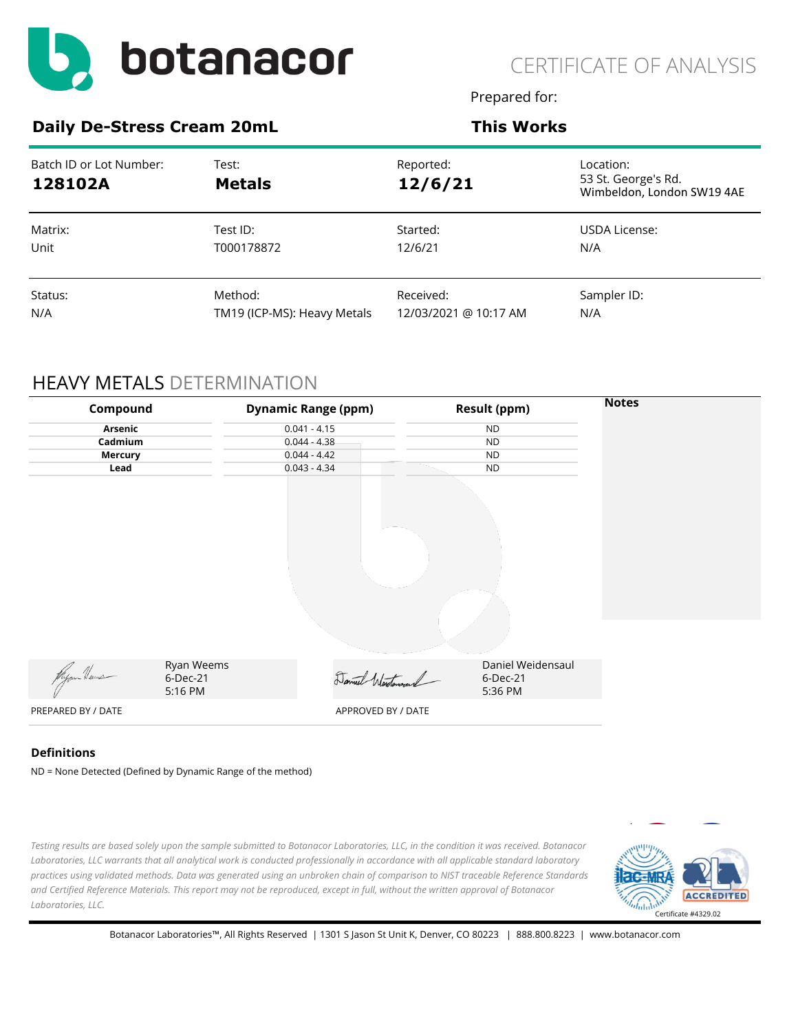# botanacor

CERTIFICATE OF ANALYSIS

Prepared for:

**Daily De-Stress Cream 20mL** | **This Works**

| Batch ID or Lot Number: | Test: | Reported: | Location: |
|---|---|---|---|
| **128102A** | **Metals** | **12/6/21** | 53 St. George's Rd. Wimbeldon, London SW19 4AE |
| Matrix: | Test ID: | Started: | USDA License: |
| Unit | T000178872 | 12/6/21 | N/A |
| Status: | Method: | Received: | Sampler ID: |
| N/A | TM19 (ICP-MS): Heavy Metals | 12/03/2021 @ 10:17 AM | N/A |

## HEAVY METALS DETERMINATION

| Compound | Dynamic Range (ppm) | Result (ppm) | Notes |
|---|---|---|---|
| **Arsenic** | 0.041 - 4.15 | ND | |
| **Cadmium** | 0.044 - 4.38 | ND | |
| **Mercury** | 0.044 - 4.42 | ND | |
| **Lead** | 0.043 - 4.34 | ND | |

Ryan Weems
6-Dec-21
5:16 PM

PREPARED BY / DATE

Daniel Weidensaul
6-Dec-21
5:36 PM

APPROVED BY / DATE

### Definitions

ND = None Detected (Defined by Dynamic Range of the method)

*Testing results are based solely upon the sample submitted to Botanacor Laboratories, LLC, in the condition it was received. Botanacor Laboratories, LLC warrants that all analytical work is conducted professionally in accordance with all applicable standard laboratory practices using validated methods. Data was generated using an unbroken chain of comparison to NIST traceable Reference Standards and Certified Reference Materials. This report may not be reproduced, except in full, without the written approval of Botanacor Laboratories, LLC.*

ilac-MRA | A2LA ACCREDITED | Certificate #4329.02

Botanacor Laboratories™, All Rights Reserved | 1301 S Jason St Unit K, Denver, CO 80223 | 888.800.8223 | www.botanacor.com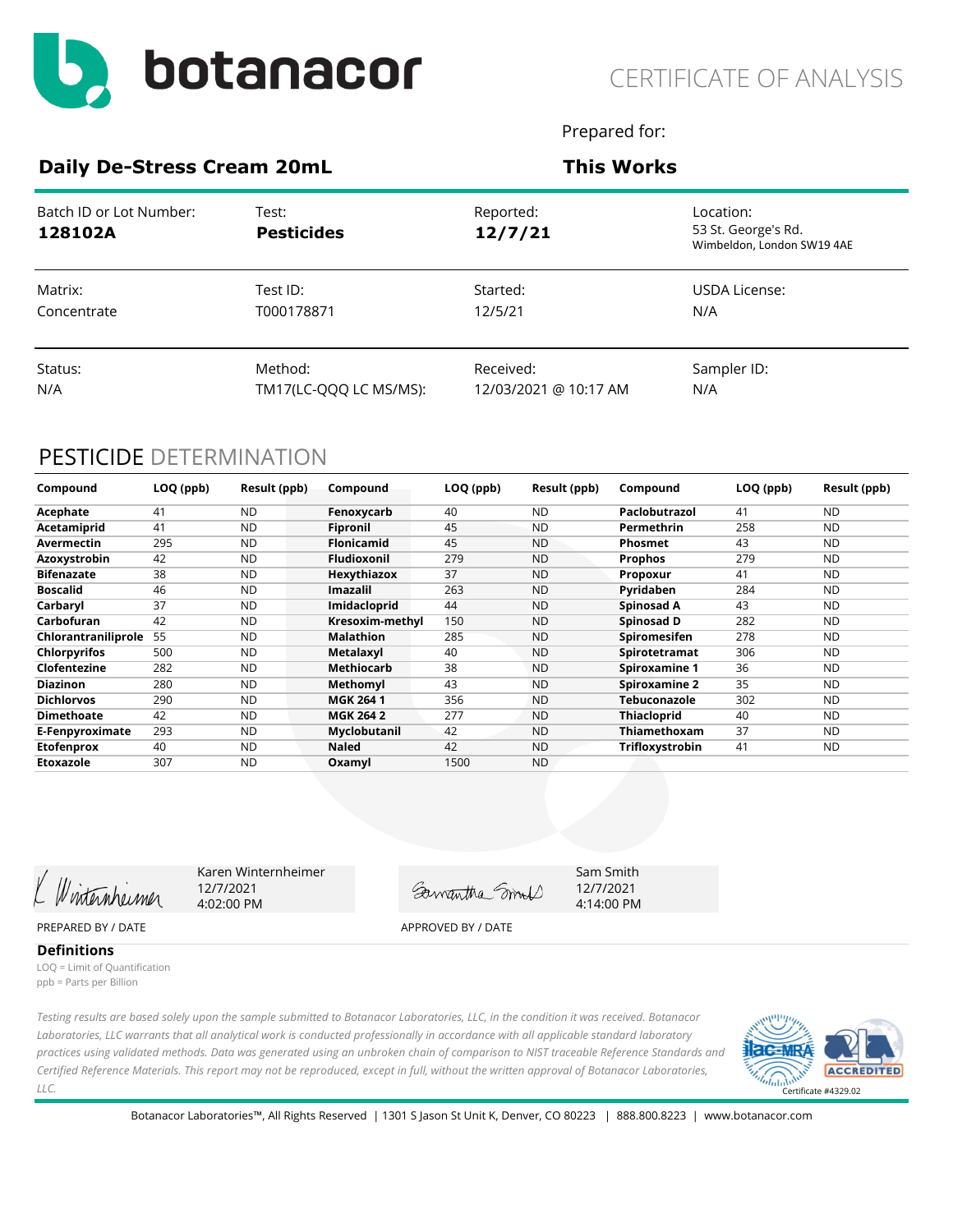botanacor

CERTIFICATE OF ANALYSIS

Prepared for:

**Daily De-Stress Cream 20mL** | **This Works**

| Batch ID or Lot Number: | Test: | Reported: | Location: |
|---|---|---|---|
| **128102A** | **Pesticides** | **12/7/21** | 53 St. George's Rd. Wimbeldon, London SW19 4AE |
| Matrix: | Test ID: | Started: | USDA License: |
| Concentrate | T000178871 | 12/5/21 | N/A |
| Status: | Method: | Received: | Sampler ID: |
| N/A | TM17(LC-QQQ LC MS/MS): | 12/03/2021 @ 10:17 AM | N/A |

## PESTICIDE DETERMINATION

| Compound | LOQ (ppb) | Result (ppb) | Compound | LOQ (ppb) | Result (ppb) | Compound | LOQ (ppb) | Result (ppb) |
|---|---|---|---|---|---|---|---|---|
| **Acephate** | 41 | ND | **Fenoxycarb** | 40 | ND | **Paclobutrazol** | 41 | ND |
| **Acetamiprid** | 41 | ND | **Fipronil** | 45 | ND | **Permethrin** | 258 | ND |
| **Avermectin** | 295 | ND | **Flonicamid** | 45 | ND | **Phosmet** | 43 | ND |
| **Azoxystrobin** | 42 | ND | **Fludioxonil** | 279 | ND | **Prophos** | 279 | ND |
| **Bifenazate** | 38 | ND | **Hexythiazox** | 37 | ND | **Propoxur** | 41 | ND |
| **Boscalid** | 46 | ND | **Imazalil** | 263 | ND | **Pyridaben** | 284 | ND |
| **Carbaryl** | 37 | ND | **Imidacloprid** | 44 | ND | **Spinosad A** | 43 | ND |
| **Carbofuran** | 42 | ND | **Kresoxim-methyl** | 150 | ND | **Spinosad D** | 282 | ND |
| **Chlorantraniliprole** | 55 | ND | **Malathion** | 285 | ND | **Spiromesifen** | 278 | ND |
| **Chlorpyrifos** | 500 | ND | **Metalaxyl** | 40 | ND | **Spirotetramat** | 306 | ND |
| **Clofentezine** | 282 | ND | **Methiocarb** | 38 | ND | **Spiroxamine 1** | 36 | ND |
| **Diazinon** | 280 | ND | **Methomyl** | 43 | ND | **Spiroxamine 2** | 35 | ND |
| **Dichlorvos** | 290 | ND | **MGK 264 1** | 356 | ND | **Tebuconazole** | 302 | ND |
| **Dimethoate** | 42 | ND | **MGK 264 2** | 277 | ND | **Thiacloprid** | 40 | ND |
| **E-Fenpyroximate** | 293 | ND | **Myclobutanil** | 42 | ND | **Thiamethoxam** | 37 | ND |
| **Etofenprox** | 40 | ND | **Naled** | 42 | ND | **Trifloxystrobin** | 41 | ND |
| **Etoxazole** | 307 | ND | **Oxamyl** | 1500 | ND | | | |

Karen Winternheimer
12/7/2021
4:02:00 PM

PREPARED BY / DATE

Sam Smith
12/7/2021
4:14:00 PM

APPROVED BY / DATE

**Definitions**

LOQ = Limit of Quantification
ppb = Parts per Billion

*Testing results are based solely upon the sample submitted to Botanacor Laboratories, LLC, in the condition it was received. Botanacor Laboratories, LLC warrants that all analytical work is conducted professionally in accordance with all applicable standard laboratory practices using validated methods. Data was generated using an unbroken chain of comparison to NIST traceable Reference Standards and Certified Reference Materials. This report may not be reproduced, except in full, without the written approval of Botanacor Laboratories, LLC.*

ilac-MRA ACCREDITED Certificate #4329.02

Botanacor Laboratories™, All Rights Reserved | 1301 S Jason St Unit K, Denver, CO 80223 | 888.800.8223 | www.botanacor.com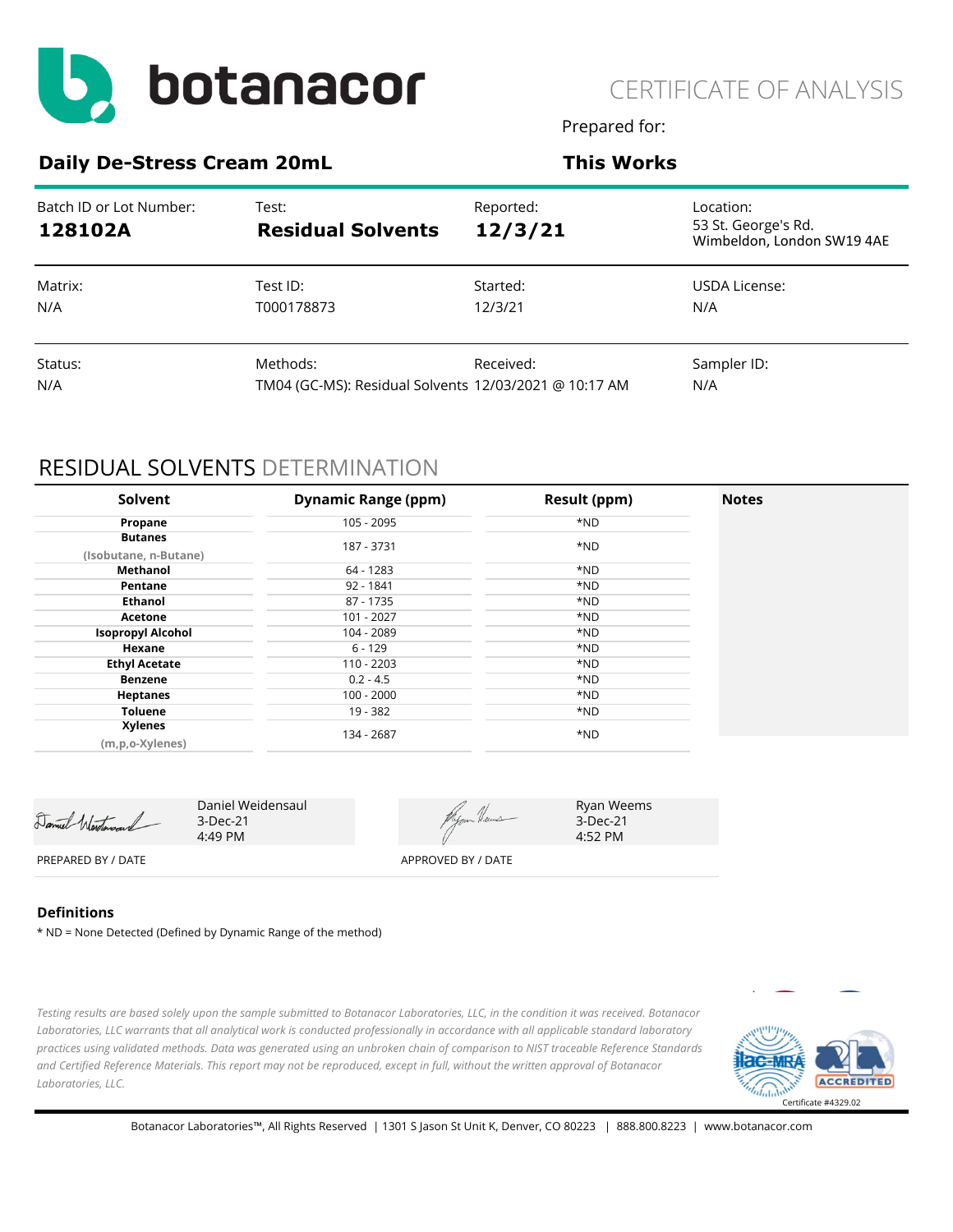botanacor

CERTIFICATE OF ANALYSIS

Prepared for:

**Daily De-Stress Cream 20mL**

**This Works**

| Batch ID or Lot Number: | Test: | Reported: | Location: |
|---|---|---|---|
| **128102A** | **Residual Solvents** | **12/3/21** | 53 St. George's Rd. Wimbeldon, London SW19 4AE |
| Matrix: | Test ID: | Started: | USDA License: |
| N/A | T000178873 | 12/3/21 | N/A |
| Status: | Methods: | Received: | Sampler ID: |
| N/A | TM04 (GC-MS): Residual Solvents | 12/03/2021 @ 10:17 AM | N/A |

## RESIDUAL SOLVENTS DETERMINATION

| Solvent | Dynamic Range (ppm) | Result (ppm) | Notes |
|---|---|---|---|
| **Propane** | 105 - 2095 | *ND | |
| **Butanes** (Isobutane, n-Butane) | 187 - 3731 | *ND | |
| **Methanol** | 64 - 1283 | *ND | |
| **Pentane** | 92 - 1841 | *ND | |
| **Ethanol** | 87 - 1735 | *ND | |
| **Acetone** | 101 - 2027 | *ND | |
| **Isopropyl Alcohol** | 104 - 2089 | *ND | |
| **Hexane** | 6 - 129 | *ND | |
| **Ethyl Acetate** | 110 - 2203 | *ND | |
| **Benzene** | 0.2 - 4.5 | *ND | |
| **Heptanes** | 100 - 2000 | *ND | |
| **Toluene** | 19 - 382 | *ND | |
| **Xylenes** (m,p,o-Xylenes) | 134 - 2687 | *ND | |

Daniel Weidensaul
3-Dec-21
4:49 PM

PREPARED BY / DATE

Ryan Weems
3-Dec-21
4:52 PM

APPROVED BY / DATE

### Definitions

* ND = None Detected (Defined by Dynamic Range of the method)

*Testing results are based solely upon the sample submitted to Botanacor Laboratories, LLC, in the condition it was received. Botanacor Laboratories, LLC warrants that all analytical work is conducted professionally in accordance with all applicable standard laboratory practices using validated methods. Data was generated using an unbroken chain of comparison to NIST traceable Reference Standards and Certified Reference Materials. This report may not be reproduced, except in full, without the written approval of Botanacor Laboratories, LLC.*

ilac-MRA A2LA ACCREDITED

Certificate #4329.02

Botanacor Laboratories™, All Rights Reserved | 1301 S Jason St Unit K, Denver, CO 80223 | 888.800.8223 | www.botanacor.com